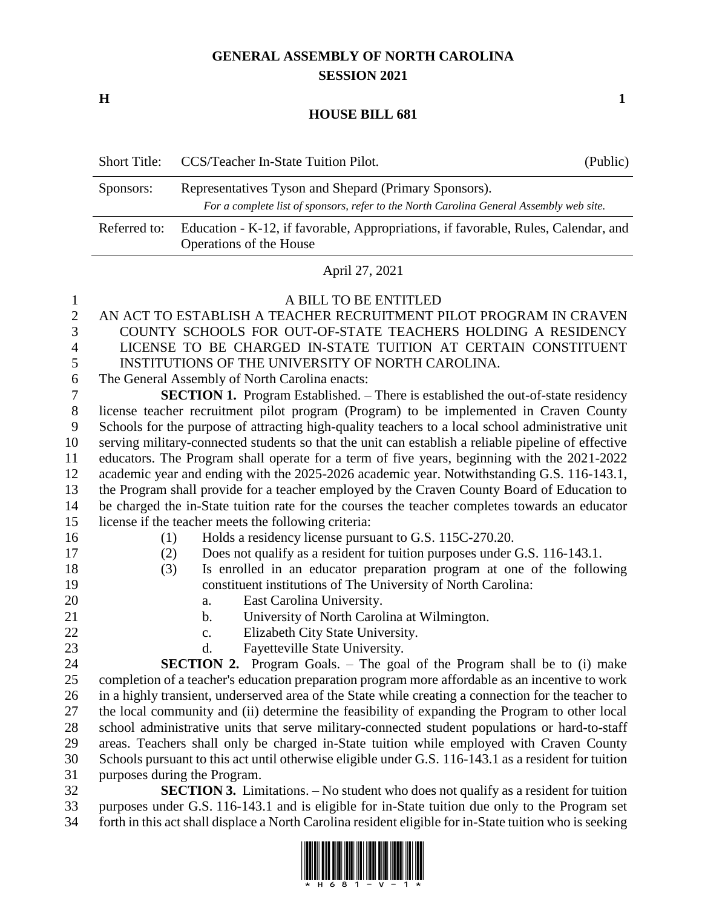# GENERAL ASSEMBLY OF NORTH CAROLINA
## SESSION 2021

**H** **1**

## HOUSE BILL 681

| Short Title: | CCS/Teacher In-State Tuition Pilot. | (Public) |
|---|---|---|
| Sponsors: | Representatives Tyson and Shepard (Primary Sponsors). *For a complete list of sponsors, refer to the North Carolina General Assembly web site.* | |
| Referred to: | Education - K-12, if favorable, Appropriations, if favorable, Rules, Calendar, and Operations of the House | |

April 27, 2021

A BILL TO BE ENTITLED

AN ACT TO ESTABLISH A TEACHER RECRUITMENT PILOT PROGRAM IN CRAVEN COUNTY SCHOOLS FOR OUT-OF-STATE TEACHERS HOLDING A RESIDENCY LICENSE TO BE CHARGED IN-STATE TUITION AT CERTAIN CONSTITUENT INSTITUTIONS OF THE UNIVERSITY OF NORTH CAROLINA.

The General Assembly of North Carolina enacts:

**SECTION 1.** Program Established. – There is established the out-of-state residency license teacher recruitment pilot program (Program) to be implemented in Craven County Schools for the purpose of attracting high-quality teachers to a local school administrative unit serving military-connected students so that the unit can establish a reliable pipeline of effective educators. The Program shall operate for a term of five years, beginning with the 2021-2022 academic year and ending with the 2025-2026 academic year. Notwithstanding G.S. 116-143.1, the Program shall provide for a teacher employed by the Craven County Board of Education to be charged the in-State tuition rate for the courses the teacher completes towards an educator license if the teacher meets the following criteria:

(1) Holds a residency license pursuant to G.S. 115C-270.20.
(2) Does not qualify as a resident for tuition purposes under G.S. 116-143.1.
(3) Is enrolled in an educator preparation program at one of the following constituent institutions of The University of North Carolina:
 a. East Carolina University.
 b. University of North Carolina at Wilmington.
 c. Elizabeth City State University.
 d. Fayetteville State University.

**SECTION 2.** Program Goals. – The goal of the Program shall be to (i) make completion of a teacher's education preparation program more affordable as an incentive to work in a highly transient, underserved area of the State while creating a connection for the teacher to the local community and (ii) determine the feasibility of expanding the Program to other local school administrative units that serve military-connected student populations or hard-to-staff areas. Teachers shall only be charged in-State tuition while employed with Craven County Schools pursuant to this act until otherwise eligible under G.S. 116-143.1 as a resident for tuition purposes during the Program.

**SECTION 3.** Limitations. – No student who does not qualify as a resident for tuition purposes under G.S. 116-143.1 and is eligible for in-State tuition due only to the Program set forth in this act shall displace a North Carolina resident eligible for in-State tuition who is seeking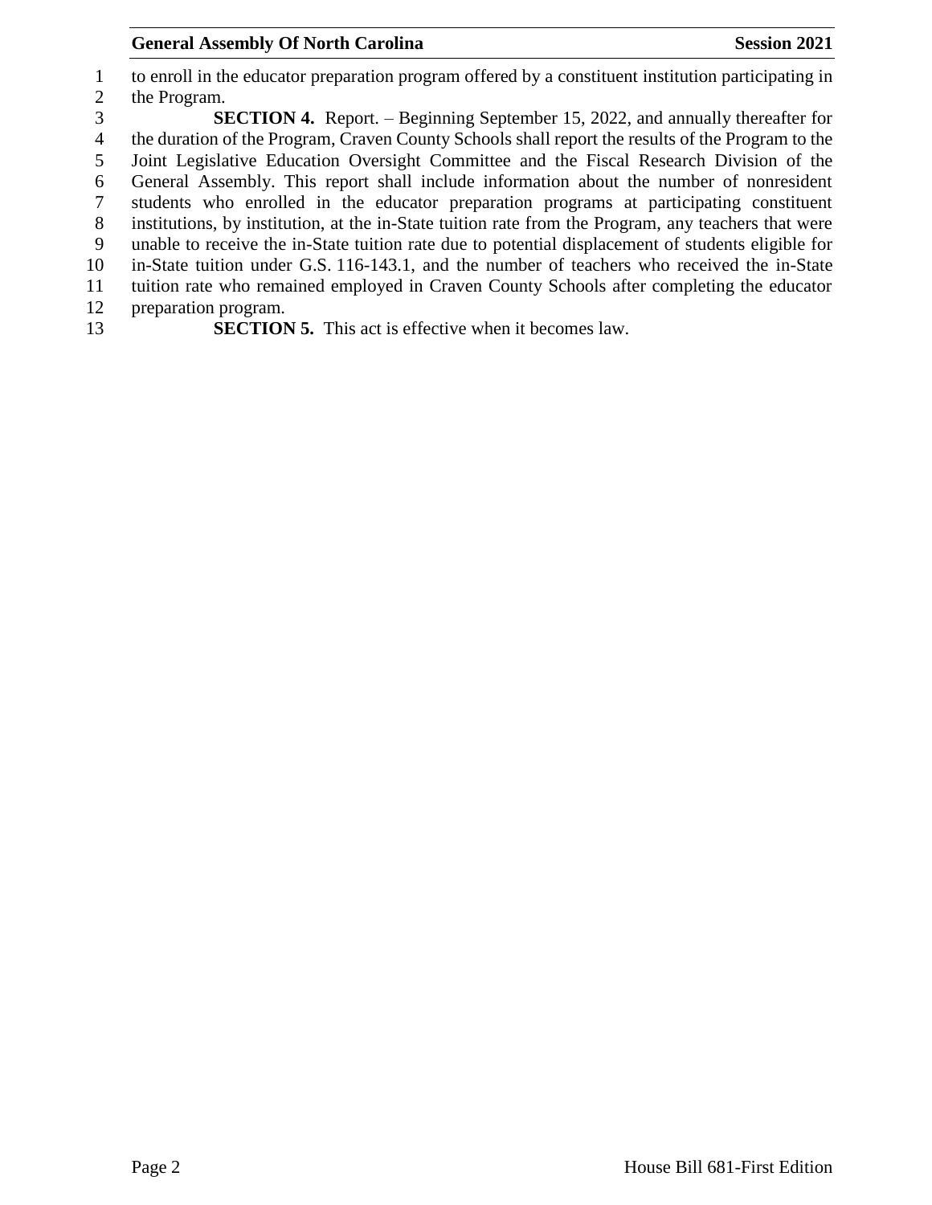to enroll in the educator preparation program offered by a constituent institution participating in the Program.

**SECTION 4.** Report. – Beginning September 15, 2022, and annually thereafter for the duration of the Program, Craven County Schools shall report the results of the Program to the Joint Legislative Education Oversight Committee and the Fiscal Research Division of the General Assembly. This report shall include information about the number of nonresident students who enrolled in the educator preparation programs at participating constituent institutions, by institution, at the in-State tuition rate from the Program, any teachers that were unable to receive the in-State tuition rate due to potential displacement of students eligible for in-State tuition under G.S. 116-143.1, and the number of teachers who received the in-State tuition rate who remained employed in Craven County Schools after completing the educator preparation program.

**SECTION 5.** This act is effective when it becomes law.